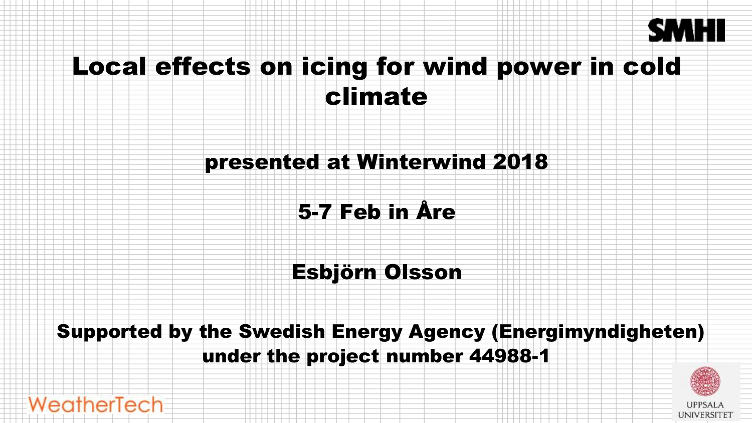# Local effects on icing for wind power in cold climate

**presented at Winterwind 2018**

**5-7 Feb in Åre**

**Esbjörn Olsson**

**Supported by the Swedish Energy Agency (Energimyndigheten) under the project number 44988-1**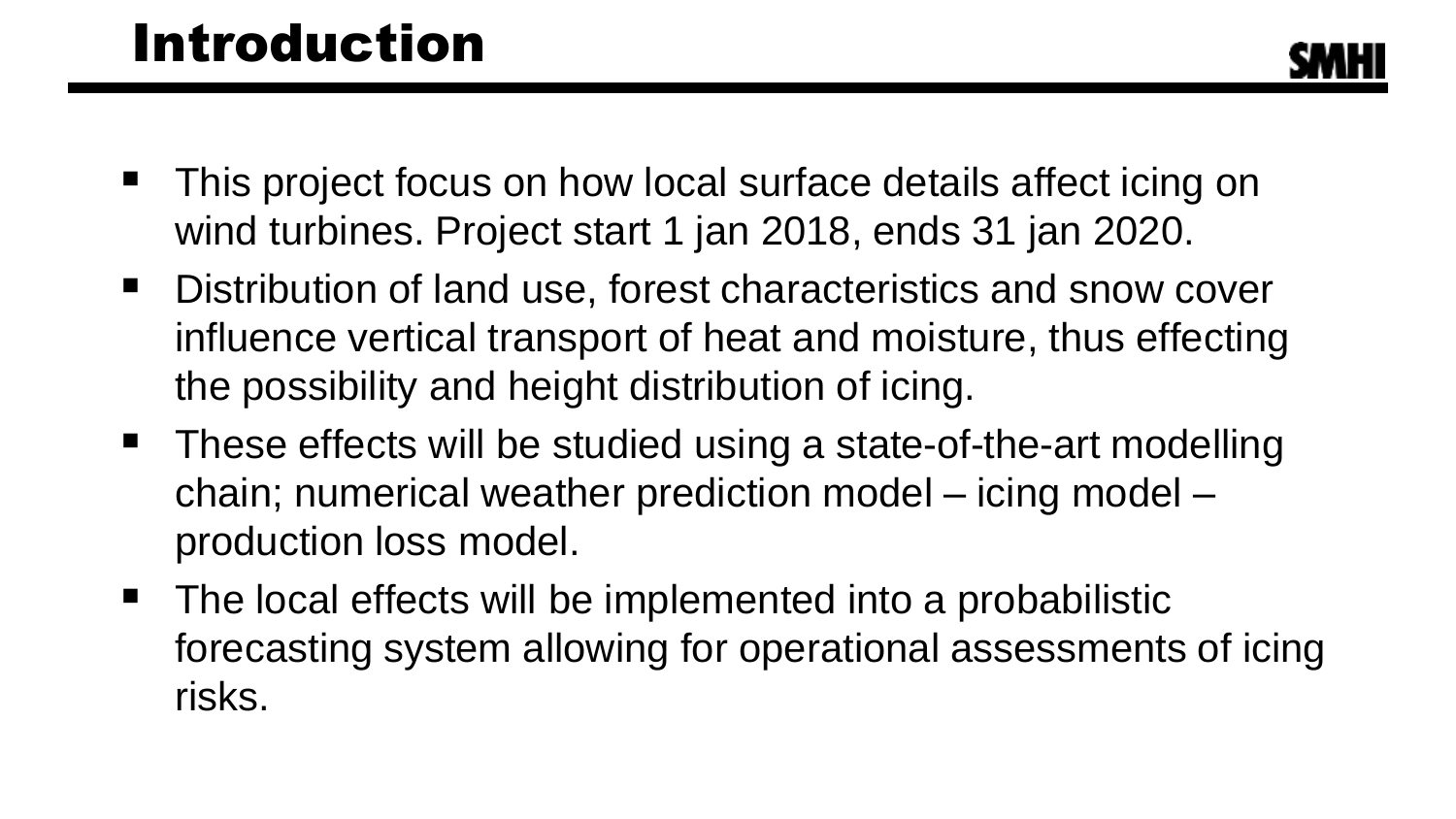# Introduction

- This project focus on how local surface details affect icing on wind turbines. Project start 1 jan 2018, ends 31 jan 2020.
- Distribution of land use, forest characteristics and snow cover influence vertical transport of heat and moisture, thus effecting the possibility and height distribution of icing.
- These effects will be studied using a state-of-the-art modelling chain; numerical weather prediction model – icing model – production loss model.
- The local effects will be implemented into a probabilistic forecasting system allowing for operational assessments of icing risks.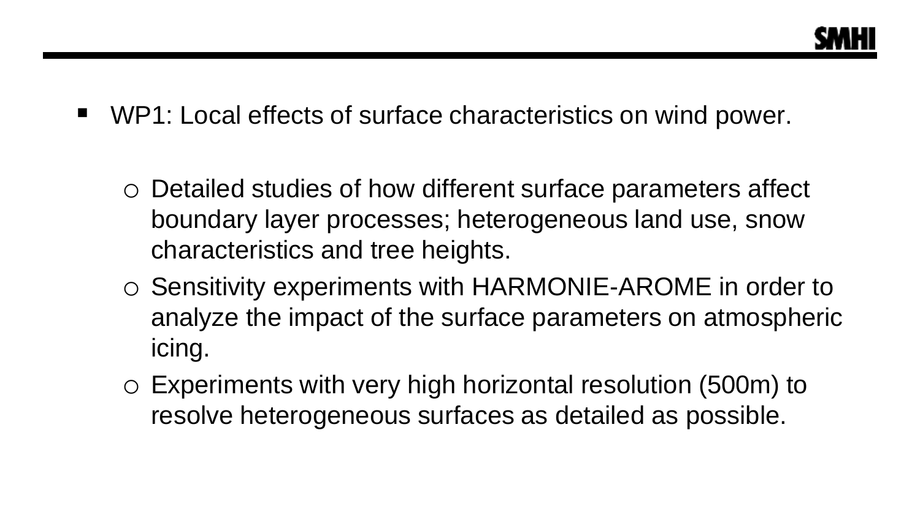- WP1: Local effects of surface characteristics on wind power.

  - Detailed studies of how different surface parameters affect boundary layer processes; heterogeneous land use, snow characteristics and tree heights.
  - Sensitivity experiments with HARMONIE-AROME in order to analyze the impact of the surface parameters on atmospheric icing.
  - Experiments with very high horizontal resolution (500m) to resolve heterogeneous surfaces as detailed as possible.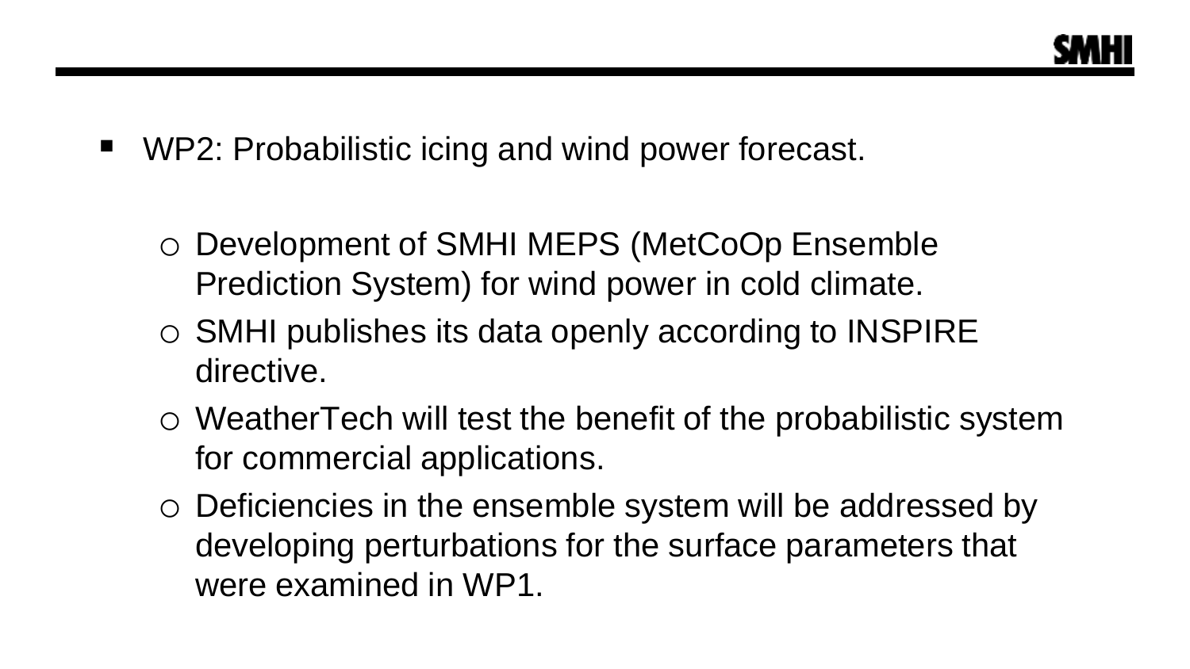- WP2: Probabilistic icing and wind power forecast.

  - Development of SMHI MEPS (MetCoOp Ensemble Prediction System) for wind power in cold climate.
  - SMHI publishes its data openly according to INSPIRE directive.
  - WeatherTech will test the benefit of the probabilistic system for commercial applications.
  - Deficiencies in the ensemble system will be addressed by developing perturbations for the surface parameters that were examined in WP1.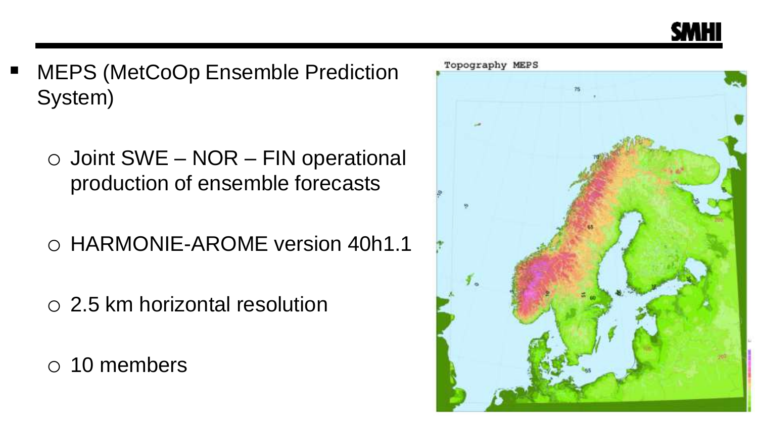- MEPS (MetCoOp Ensemble Prediction System)
  - Joint SWE – NOR – FIN operational production of ensemble forecasts
  - HARMONIE-AROME version 40h1.1
  - 2.5 km horizontal resolution
  - 10 members

Topography MEPS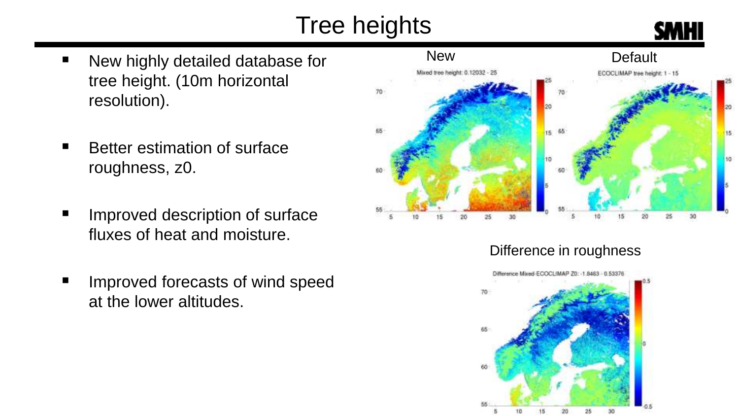# Tree heights

- New highly detailed database for tree height. (10m horizontal resolution).
- Better estimation of surface roughness, z0.
- Improved description of surface fluxes of heat and moisture.
- Improved forecasts of wind speed at the lower altitudes.

New

Mixed tree height: 0.12032 - 25

Default

ECOCLIMAP tree height: 1 - 15

Difference in roughness

Difference Mixed-ECOCLIMAP Z0: -1.8463 - 0.53376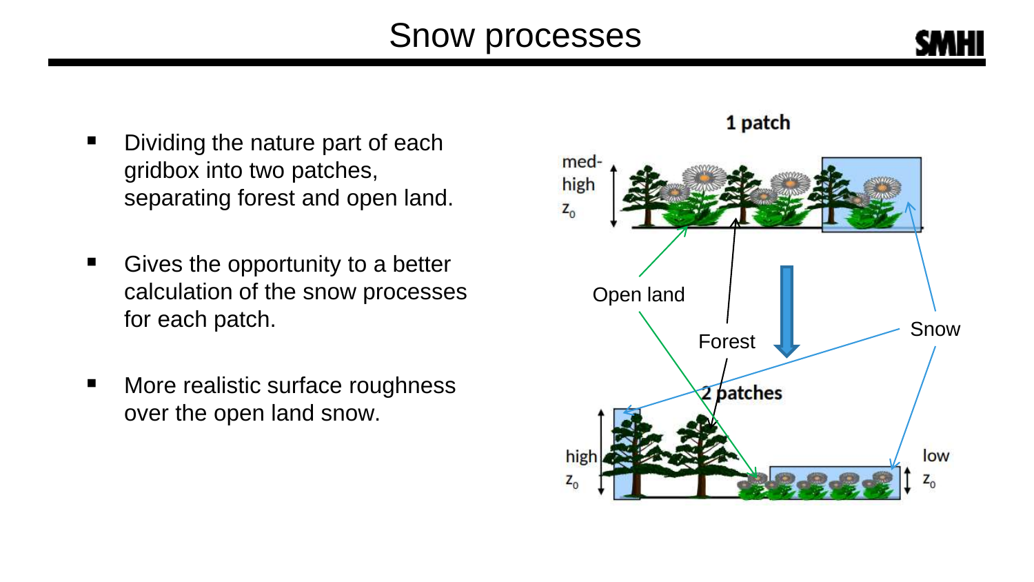# Snow processes

- Dividing the nature part of each gridbox into two patches, separating forest and open land.
- Gives the opportunity to a better calculation of the snow processes for each patch.
- More realistic surface roughness over the open land snow.

1 patch

med-high $z_0$

Open land

Forest

Snow

2 patches

high $z_0$

low $z_0$